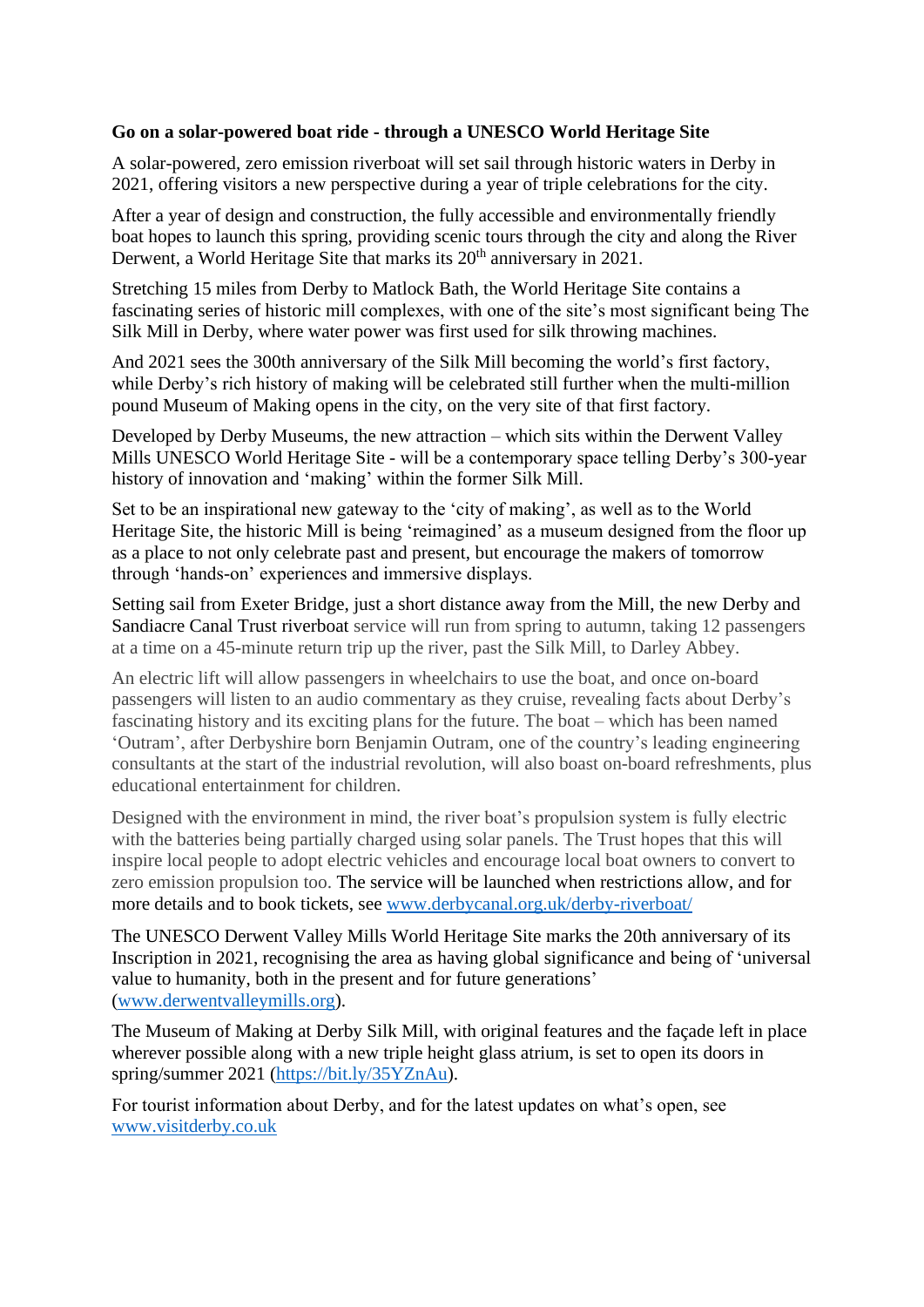**Go on a solar-powered boat ride - through a UNESCO World Heritage Site**

A solar-powered, zero emission riverboat will set sail through historic waters in Derby in 2021, offering visitors a new perspective during a year of triple celebrations for the city.

After a year of design and construction, the fully accessible and environmentally friendly boat hopes to launch this spring, providing scenic tours through the city and along the River Derwent, a World Heritage Site that marks its 20th anniversary in 2021.

Stretching 15 miles from Derby to Matlock Bath, the World Heritage Site contains a fascinating series of historic mill complexes, with one of the site's most significant being The Silk Mill in Derby, where water power was first used for silk throwing machines.

And 2021 sees the 300th anniversary of the Silk Mill becoming the world's first factory, while Derby's rich history of making will be celebrated still further when the multi-million pound Museum of Making opens in the city, on the very site of that first factory.

Developed by Derby Museums, the new attraction – which sits within the Derwent Valley Mills UNESCO World Heritage Site - will be a contemporary space telling Derby's 300-year history of innovation and 'making' within the former Silk Mill.

Set to be an inspirational new gateway to the 'city of making', as well as to the World Heritage Site, the historic Mill is being 'reimagined' as a museum designed from the floor up as a place to not only celebrate past and present, but encourage the makers of tomorrow through 'hands-on' experiences and immersive displays.

Setting sail from Exeter Bridge, just a short distance away from the Mill, the new Derby and Sandiacre Canal Trust riverboat service will run from spring to autumn, taking 12 passengers at a time on a 45-minute return trip up the river, past the Silk Mill, to Darley Abbey.

An electric lift will allow passengers in wheelchairs to use the boat, and once on-board passengers will listen to an audio commentary as they cruise, revealing facts about Derby's fascinating history and its exciting plans for the future. The boat – which has been named 'Outram', after Derbyshire born Benjamin Outram, one of the country's leading engineering consultants at the start of the industrial revolution, will also boast on-board refreshments, plus educational entertainment for children.

Designed with the environment in mind, the river boat's propulsion system is fully electric with the batteries being partially charged using solar panels. The Trust hopes that this will inspire local people to adopt electric vehicles and encourage local boat owners to convert to zero emission propulsion too. The service will be launched when restrictions allow, and for more details and to book tickets, see [www.derbycanal.org.uk/derby-riverboat/](www.derbycanal.org.uk/derby-riverboat/)

The UNESCO Derwent Valley Mills World Heritage Site marks the 20th anniversary of its Inscription in 2021, recognising the area as having global significance and being of 'universal value to humanity, both in the present and for future generations' ([www.derwentvalleymills.org](www.derwentvalleymills.org)).

The Museum of Making at Derby Silk Mill, with original features and the façade left in place wherever possible along with a new triple height glass atrium, is set to open its doors in spring/summer 2021 ([https://bit.ly/35YZnAu](https://bit.ly/35YZnAu)).

For tourist information about Derby, and for the latest updates on what's open, see [www.visitderby.co.uk](www.visitderby.co.uk)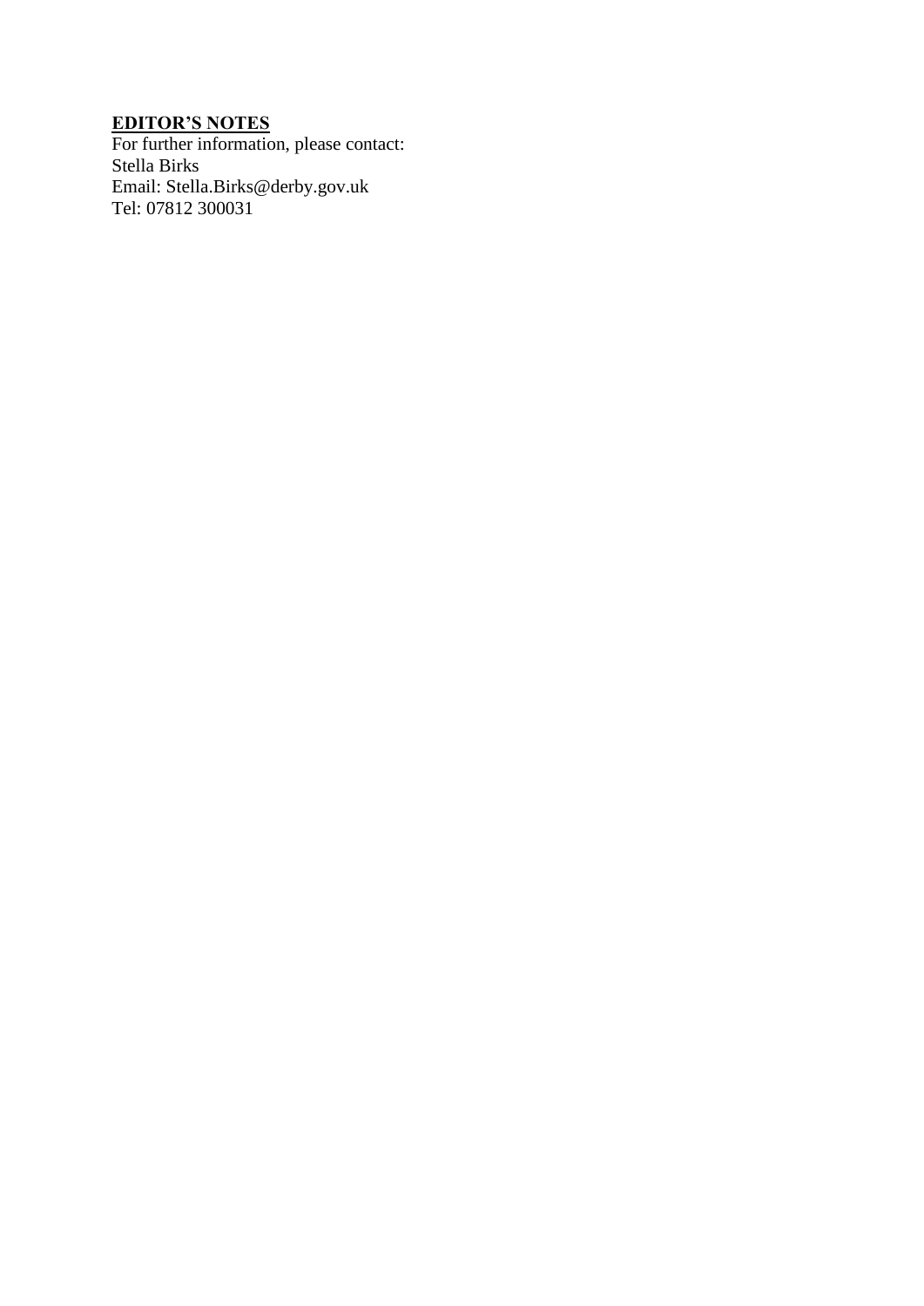**EDITOR'S NOTES**

For further information, please contact:
Stella Birks
Email: Stella.Birks@derby.gov.uk
Tel: 07812 300031